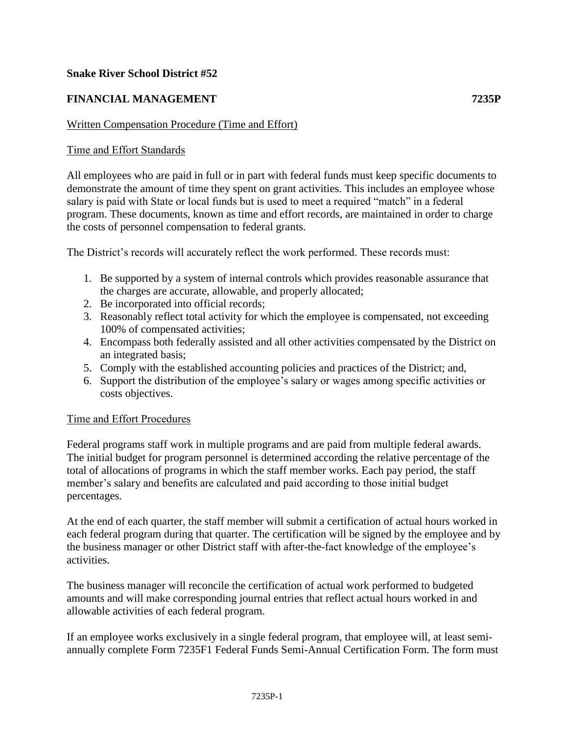**Snake River School District #52**

**FINANCIAL MANAGEMENT** **7235P**

Written Compensation Procedure (Time and Effort)

Time and Effort Standards

All employees who are paid in full or in part with federal funds must keep specific documents to demonstrate the amount of time they spent on grant activities. This includes an employee whose salary is paid with State or local funds but is used to meet a required "match" in a federal program. These documents, known as time and effort records, are maintained in order to charge the costs of personnel compensation to federal grants.

The District's records will accurately reflect the work performed. These records must:

1. Be supported by a system of internal controls which provides reasonable assurance that the charges are accurate, allowable, and properly allocated;
2. Be incorporated into official records;
3. Reasonably reflect total activity for which the employee is compensated, not exceeding 100% of compensated activities;
4. Encompass both federally assisted and all other activities compensated by the District on an integrated basis;
5. Comply with the established accounting policies and practices of the District; and,
6. Support the distribution of the employee's salary or wages among specific activities or costs objectives.

Time and Effort Procedures

Federal programs staff work in multiple programs and are paid from multiple federal awards. The initial budget for program personnel is determined according the relative percentage of the total of allocations of programs in which the staff member works. Each pay period, the staff member's salary and benefits are calculated and paid according to those initial budget percentages.

At the end of each quarter, the staff member will submit a certification of actual hours worked in each federal program during that quarter. The certification will be signed by the employee and by the business manager or other District staff with after-the-fact knowledge of the employee's activities.

The business manager will reconcile the certification of actual work performed to budgeted amounts and will make corresponding journal entries that reflect actual hours worked in and allowable activities of each federal program.

If an employee works exclusively in a single federal program, that employee will, at least semi-annually complete Form 7235F1 Federal Funds Semi-Annual Certification Form. The form must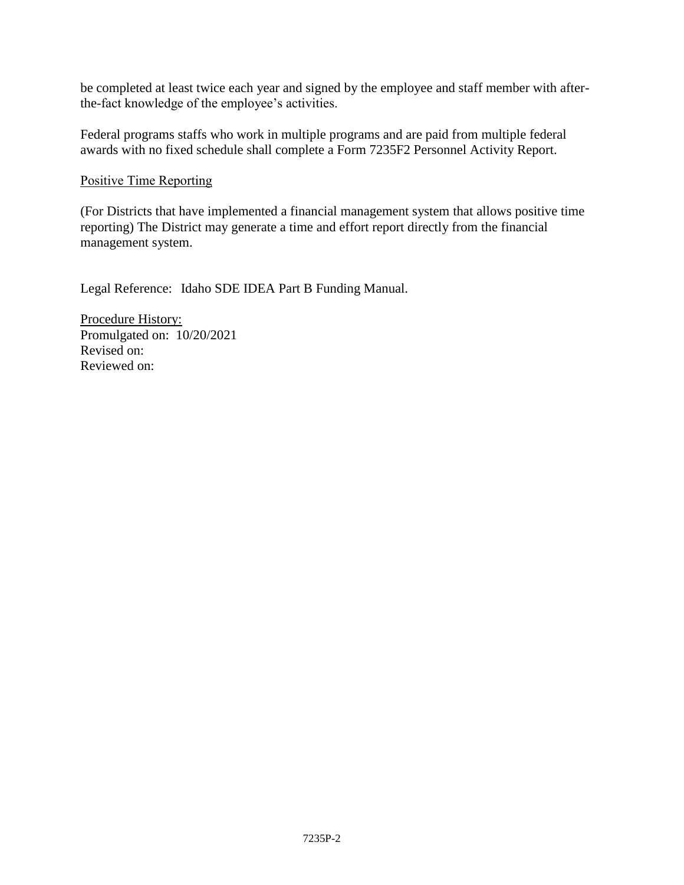be completed at least twice each year and signed by the employee and staff member with after-the-fact knowledge of the employee's activities.

Federal programs staffs who work in multiple programs and are paid from multiple federal awards with no fixed schedule shall complete a Form 7235F2 Personnel Activity Report.

Positive Time Reporting

(For Districts that have implemented a financial management system that allows positive time reporting) The District may generate a time and effort report directly from the financial management system.

Legal Reference: Idaho SDE IDEA Part B Funding Manual.

Procedure History:
Promulgated on: 10/20/2021
Revised on:
Reviewed on: